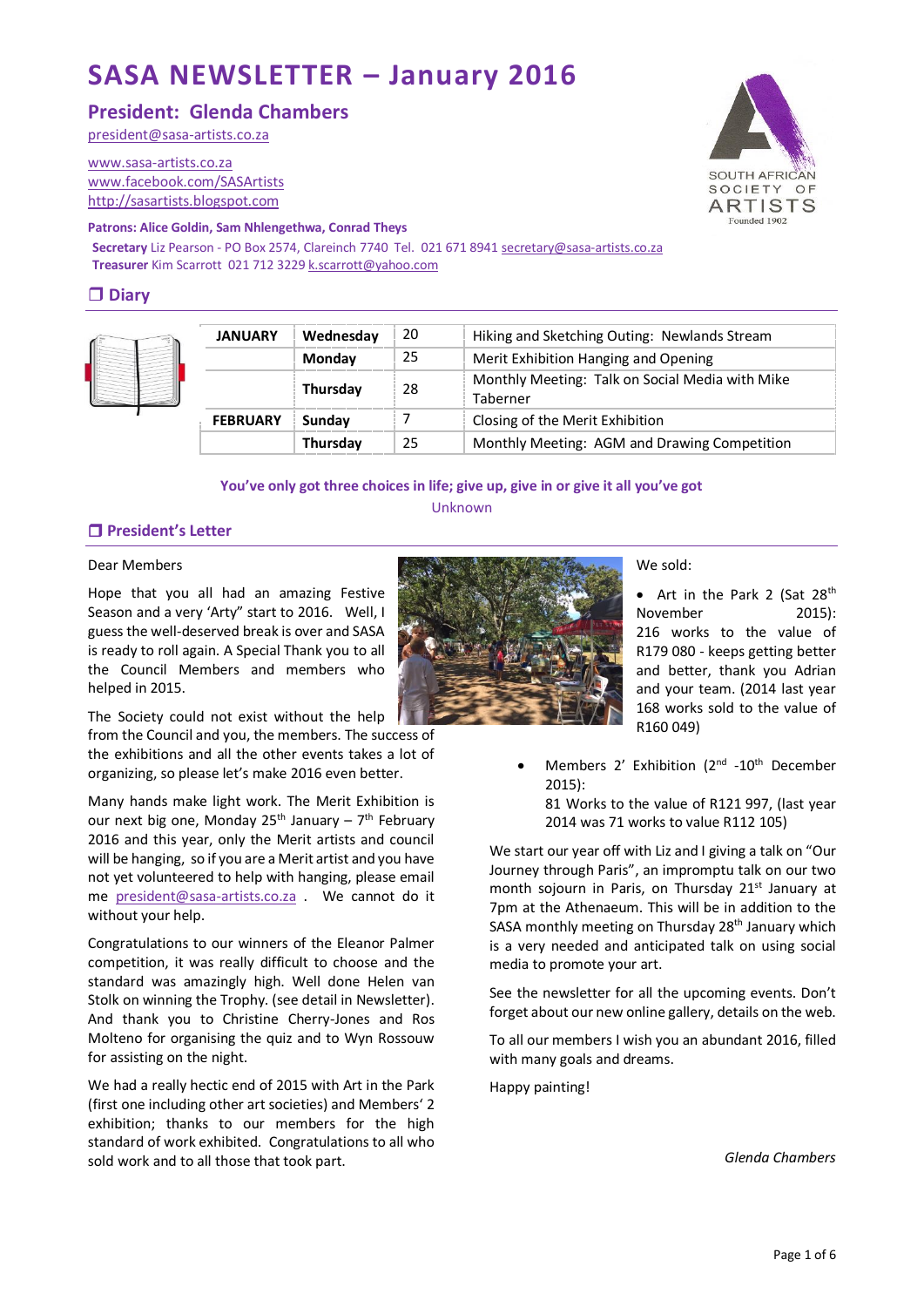# SASA NEWSLETTER – January 2016

## President: Glenda Chambers

president@sasa-artists.co.za

www.sasa-artists.co.za
www.facebook.com/SASArtists
http://sasartists.blogspot.com

**Patrons: Alice Goldin, Sam Nhlengethwa, Conrad Theys**

**Secretary** Liz Pearson - PO Box 2574, Clareinch 7740 Tel. 021 671 8941 secretary@sasa-artists.co.za
**Treasurer** Kim Scarrott 021 712 3229 k.scarrott@yahoo.com

## ❒ Diary

| | | | |
|---|---|---|---|
| **JANUARY** | **Wednesday** | 20 | Hiking and Sketching Outing: Newlands Stream |
| | **Monday** | 25 | Merit Exhibition Hanging and Opening |
| | **Thursday** | 28 | Monthly Meeting: Talk on Social Media with Mike Taberner |
| **FEBRUARY** | **Sunday** | 7 | Closing of the Merit Exhibition |
| | **Thursday** | 25 | Monthly Meeting: AGM and Drawing Competition |

**You've only got three choices in life; give up, give in or give it all you've got**

Unknown

## ❒ President's Letter

Dear Members

Hope that you all had an amazing Festive Season and a very 'Arty" start to 2016. Well, I guess the well-deserved break is over and SASA is ready to roll again. A Special Thank you to all the Council Members and members who helped in 2015.

The Society could not exist without the help from the Council and you, the members. The success of the exhibitions and all the other events takes a lot of organizing, so please let's make 2016 even better.

Many hands make light work. The Merit Exhibition is our next big one, Monday 25th January – 7th February 2016 and this year, only the Merit artists and council will be hanging, so if you are a Merit artist and you have not yet volunteered to help with hanging, please email me president@sasa-artists.co.za . We cannot do it without your help.

Congratulations to our winners of the Eleanor Palmer competition, it was really difficult to choose and the standard was amazingly high. Well done Helen van Stolk on winning the Trophy. (see detail in Newsletter). And thank you to Christine Cherry-Jones and Ros Molteno for organising the quiz and to Wyn Rossouw for assisting on the night.

We had a really hectic end of 2015 with Art in the Park (first one including other art societies) and Members' 2 exhibition; thanks to our members for the high standard of work exhibited. Congratulations to all who sold work and to all those that took part.

We sold:

- Art in the Park 2 (Sat 28th November 2015): 216 works to the value of R179 080 - keeps getting better and better, thank you Adrian and your team. (2014 last year 168 works sold to the value of R160 049)
- Members 2' Exhibition (2nd -10th December 2015):
  81 Works to the value of R121 997, (last year 2014 was 71 works to value R112 105)

We start our year off with Liz and I giving a talk on "Our Journey through Paris", an impromptu talk on our two month sojourn in Paris, on Thursday 21st January at 7pm at the Athenaeum. This will be in addition to the SASA monthly meeting on Thursday 28th January which is a very needed and anticipated talk on using social media to promote your art.

See the newsletter for all the upcoming events. Don't forget about our new online gallery, details on the web.

To all our members I wish you an abundant 2016, filled with many goals and dreams.

Happy painting!

*Glenda Chambers*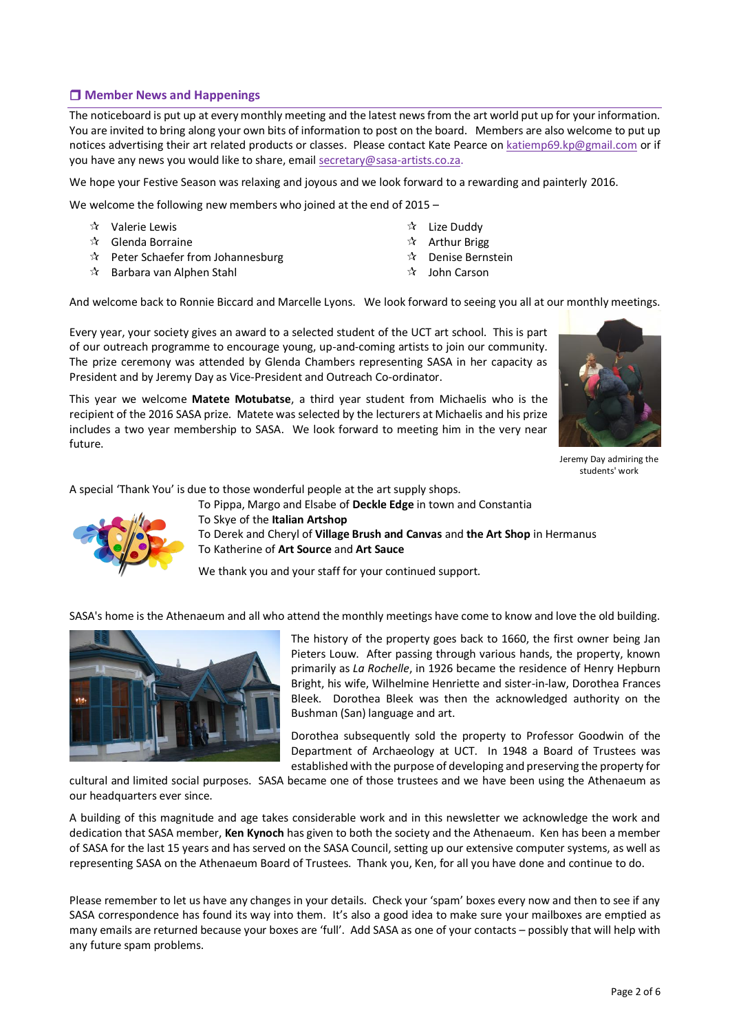## ❐ Member News and Happenings

The noticeboard is put up at every monthly meeting and the latest news from the art world put up for your information. You are invited to bring along your own bits of information to post on the board. Members are also welcome to put up notices advertising their art related products or classes. Please contact Kate Pearce on katiemp69.kp@gmail.com or if you have any news you would like to share, email secretary@sasa-artists.co.za.

We hope your Festive Season was relaxing and joyous and we look forward to a rewarding and painterly 2016.

We welcome the following new members who joined at the end of 2015 –

- Valerie Lewis
- Glenda Borraine
- Peter Schaefer from Johannesburg
- Barbara van Alphen Stahl
- Lize Duddy
- Arthur Brigg
- Denise Bernstein
- John Carson

And welcome back to Ronnie Biccard and Marcelle Lyons. We look forward to seeing you all at our monthly meetings.

Every year, your society gives an award to a selected student of the UCT art school. This is part of our outreach programme to encourage young, up-and-coming artists to join our community. The prize ceremony was attended by Glenda Chambers representing SASA in her capacity as President and by Jeremy Day as Vice-President and Outreach Co-ordinator.

This year we welcome **Matete Motubatse**, a third year student from Michaelis who is the recipient of the 2016 SASA prize. Matete was selected by the lecturers at Michaelis and his prize includes a two year membership to SASA. We look forward to meeting him in the very near future.

Jeremy Day admiring the students' work

A special 'Thank You' is due to those wonderful people at the art supply shops.

To Pippa, Margo and Elsabe of **Deckle Edge** in town and Constantia
To Skye of the **Italian Artshop**
To Derek and Cheryl of **Village Brush and Canvas** and **the Art Shop** in Hermanus
To Katherine of **Art Source** and **Art Sauce**

We thank you and your staff for your continued support.

SASA's home is the Athenaeum and all who attend the monthly meetings have come to know and love the old building.

The history of the property goes back to 1660, the first owner being Jan Pieters Louw. After passing through various hands, the property, known primarily as *La Rochelle*, in 1926 became the residence of Henry Hepburn Bright, his wife, Wilhelmine Henriette and sister-in-law, Dorothea Frances Bleek. Dorothea Bleek was then the acknowledged authority on the Bushman (San) language and art.

Dorothea subsequently sold the property to Professor Goodwin of the Department of Archaeology at UCT. In 1948 a Board of Trustees was established with the purpose of developing and preserving the property for cultural and limited social purposes. SASA became one of those trustees and we have been using the Athenaeum as our headquarters ever since.

A building of this magnitude and age takes considerable work and in this newsletter we acknowledge the work and dedication that SASA member, **Ken Kynoch** has given to both the society and the Athenaeum. Ken has been a member of SASA for the last 15 years and has served on the SASA Council, setting up our extensive computer systems, as well as representing SASA on the Athenaeum Board of Trustees. Thank you, Ken, for all you have done and continue to do.

Please remember to let us have any changes in your details. Check your 'spam' boxes every now and then to see if any SASA correspondence has found its way into them. It's also a good idea to make sure your mailboxes are emptied as many emails are returned because your boxes are 'full'. Add SASA as one of your contacts – possibly that will help with any future spam problems.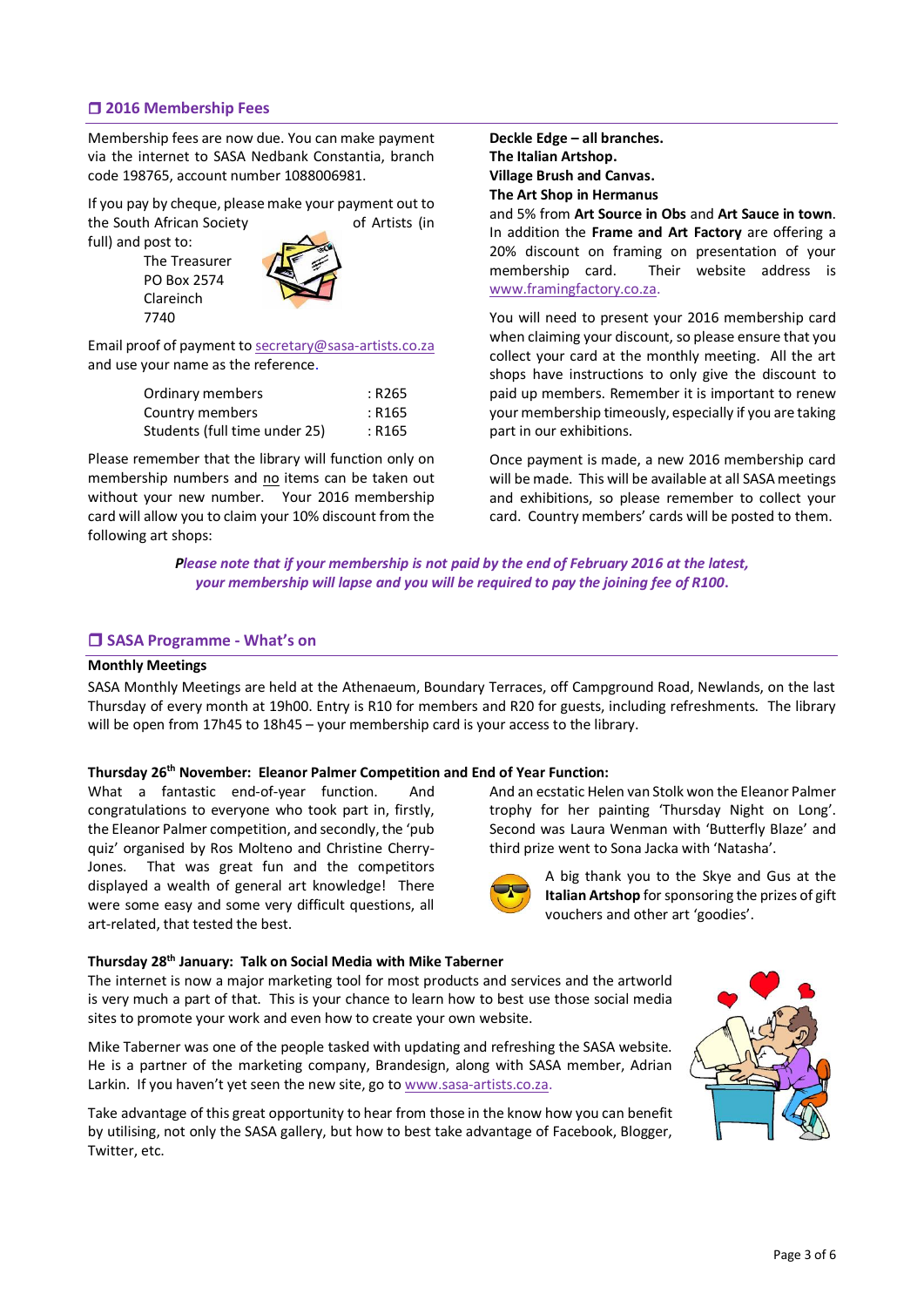## ❒ 2016 Membership Fees

Membership fees are now due. You can make payment via the internet to SASA Nedbank Constantia, branch code 198765, account number 1088006981.

If you pay by cheque, please make your payment out to the South African Society of Artists (in full) and post to:

The Treasurer
PO Box 2574
Clareinch
7740

Email proof of payment to secretary@sasa-artists.co.za and use your name as the reference.

| | |
|---|---|
| Ordinary members | : R265 |
| Country members | : R165 |
| Students (full time under 25) | : R165 |

Please remember that the library will function only on membership numbers and no items can be taken out without your new number. Your 2016 membership card will allow you to claim your 10% discount from the following art shops:

**Deckle Edge – all branches.**
**The Italian Artshop.**
**Village Brush and Canvas.**
**The Art Shop in Hermanus**
and 5% from **Art Source in Obs** and **Art Sauce in town**. In addition the **Frame and Art Factory** are offering a 20% discount on framing on presentation of your membership card. Their website address is www.framingfactory.co.za.

You will need to present your 2016 membership card when claiming your discount, so please ensure that you collect your card at the monthly meeting. All the art shops have instructions to only give the discount to paid up members. Remember it is important to renew your membership timeously, especially if you are taking part in our exhibitions.

Once payment is made, a new 2016 membership card will be made. This will be available at all SASA meetings and exhibitions, so please remember to collect your card. Country members' cards will be posted to them.

***Please note that if your membership is not paid by the end of February 2016 at the latest, your membership will lapse and you will be required to pay the joining fee of R100.***

## ❒ SASA Programme - What's on

**Monthly Meetings**

SASA Monthly Meetings are held at the Athenaeum, Boundary Terraces, off Campground Road, Newlands, on the last Thursday of every month at 19h00. Entry is R10 for members and R20 for guests, including refreshments. The library will be open from 17h45 to 18h45 – your membership card is your access to the library.

**Thursday 26th November: Eleanor Palmer Competition and End of Year Function:**

What a fantastic end-of-year function. And congratulations to everyone who took part in, firstly, the Eleanor Palmer competition, and secondly, the 'pub quiz' organised by Ros Molteno and Christine Cherry-Jones. That was great fun and the competitors displayed a wealth of general art knowledge! There were some easy and some very difficult questions, all art-related, that tested the best.

And an ecstatic Helen van Stolk won the Eleanor Palmer trophy for her painting 'Thursday Night on Long'. Second was Laura Wenman with 'Butterfly Blaze' and third prize went to Sona Jacka with 'Natasha'.

A big thank you to the Skye and Gus at the **Italian Artshop** for sponsoring the prizes of gift vouchers and other art 'goodies'.

**Thursday 28th January: Talk on Social Media with Mike Taberner**

The internet is now a major marketing tool for most products and services and the artworld is very much a part of that. This is your chance to learn how to best use those social media sites to promote your work and even how to create your own website.

Mike Taberner was one of the people tasked with updating and refreshing the SASA website. He is a partner of the marketing company, Brandesign, along with SASA member, Adrian Larkin. If you haven't yet seen the new site, go to www.sasa-artists.co.za.

Take advantage of this great opportunity to hear from those in the know how you can benefit by utilising, not only the SASA gallery, but how to best take advantage of Facebook, Blogger, Twitter, etc.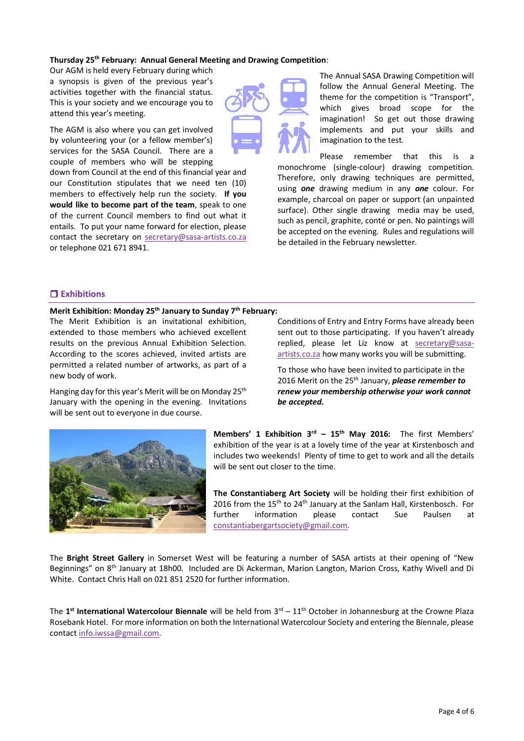**Thursday 25th February: Annual General Meeting and Drawing Competition**:

Our AGM is held every February during which a synopsis is given of the previous year's activities together with the financial status. This is your society and we encourage you to attend this year's meeting.

The AGM is also where you can get involved by volunteering your (or a fellow member's) services for the SASA Council. There are a couple of members who will be stepping down from Council at the end of this financial year and our Constitution stipulates that we need ten (10) members to effectively help run the society. **If you would like to become part of the team**, speak to one of the current Council members to find out what it entails. To put your name forward for election, please contact the secretary on secretary@sasa-artists.co.za or telephone 021 671 8941.

The Annual SASA Drawing Competition will follow the Annual General Meeting. The theme for the competition is "Transport", which gives broad scope for the imagination! So get out those drawing implements and put your skills and imagination to the test.

Please remember that this is a monochrome (single-colour) drawing competition. Therefore, only drawing techniques are permitted, using ***one*** drawing medium in any ***one*** colour. For example, charcoal on paper or support (an unpainted surface). Other single drawing media may be used, such as pencil, graphite, conté or pen. No paintings will be accepted on the evening. Rules and regulations will be detailed in the February newsletter.

## ❒ Exhibitions

**Merit Exhibition: Monday 25th January to Sunday 7th February:**

The Merit Exhibition is an invitational exhibition, extended to those members who achieved excellent results on the previous Annual Exhibition Selection. According to the scores achieved, invited artists are permitted a related number of artworks, as part of a new body of work.

Hanging day for this year's Merit will be on Monday 25th January with the opening in the evening. Invitations will be sent out to everyone in due course.

Conditions of Entry and Entry Forms have already been sent out to those participating. If you haven't already replied, please let Liz know at secretary@sasa-artists.co.za how many works you will be submitting.

To those who have been invited to participate in the 2016 Merit on the 25th January, ***please remember to renew your membership otherwise your work cannot be accepted.***

**Members' 1 Exhibition 3rd – 15th May 2016:** The first Members' exhibition of the year is at a lovely time of the year at Kirstenbosch and includes two weekends! Plenty of time to get to work and all the details will be sent out closer to the time.

**The Constantiaberg Art Society** will be holding their first exhibition of 2016 from the 15th to 24th January at the Sanlam Hall, Kirstenbosch. For further information please contact Sue Paulsen at constantiabergartsociety@gmail.com.

The **Bright Street Gallery** in Somerset West will be featuring a number of SASA artists at their opening of "New Beginnings" on 8th January at 18h00. Included are Di Ackerman, Marion Langton, Marion Cross, Kathy Wivell and Di White. Contact Chris Hall on 021 851 2520 for further information.

The **1st International Watercolour Biennale** will be held from 3rd – 11th October in Johannesburg at the Crowne Plaza Rosebank Hotel. For more information on both the International Watercolour Society and entering the Biennale, please contact info.iwssa@gmail.com.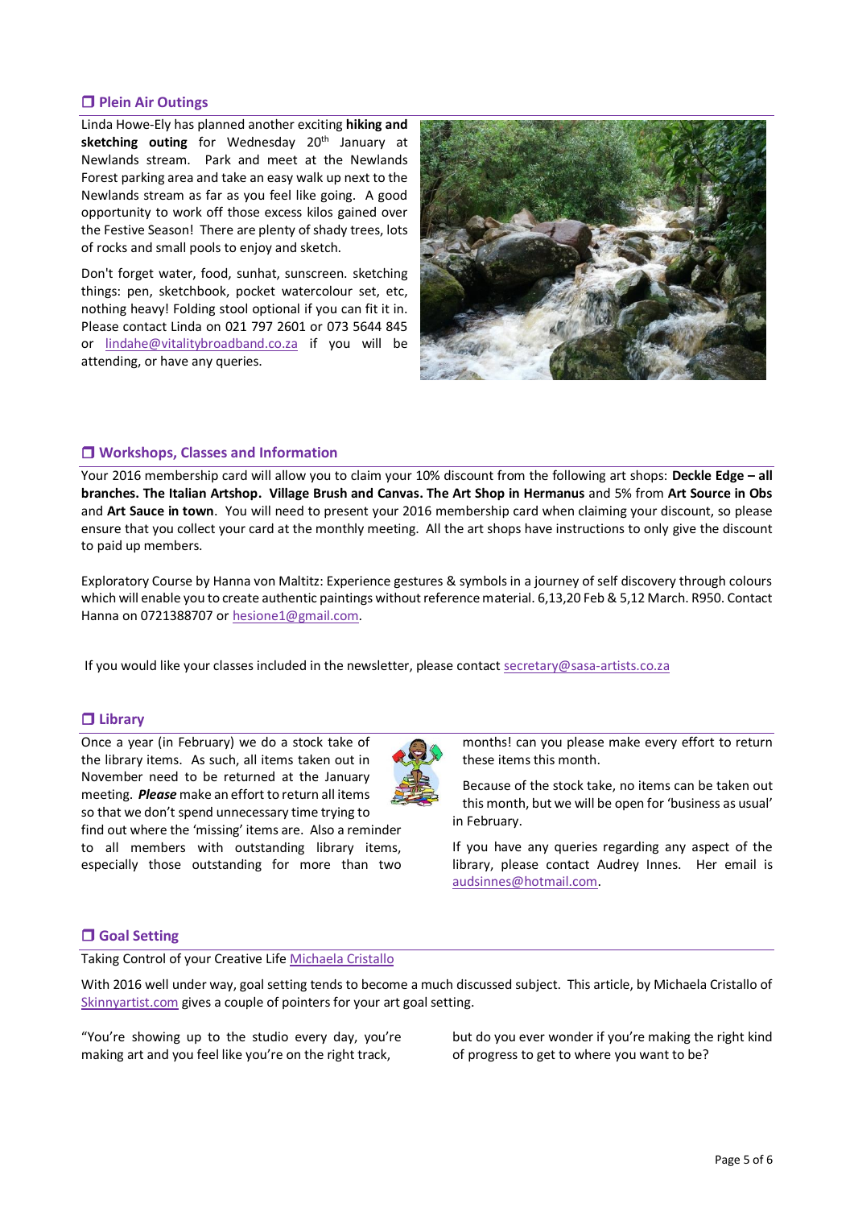## ❒ Plein Air Outings

Linda Howe-Ely has planned another exciting **hiking and sketching outing** for Wednesday 20th January at Newlands stream. Park and meet at the Newlands Forest parking area and take an easy walk up next to the Newlands stream as far as you feel like going. A good opportunity to work off those excess kilos gained over the Festive Season! There are plenty of shady trees, lots of rocks and small pools to enjoy and sketch.

Don't forget water, food, sunhat, sunscreen. sketching things: pen, sketchbook, pocket watercolour set, etc, nothing heavy! Folding stool optional if you can fit it in. Please contact Linda on 021 797 2601 or 073 5644 845 or lindahe@vitalitybroadband.co.za if you will be attending, or have any queries.

## ❒ Workshops, Classes and Information

Your 2016 membership card will allow you to claim your 10% discount from the following art shops: **Deckle Edge – all branches. The Italian Artshop. Village Brush and Canvas. The Art Shop in Hermanus** and 5% from **Art Source in Obs** and **Art Sauce in town**. You will need to present your 2016 membership card when claiming your discount, so please ensure that you collect your card at the monthly meeting. All the art shops have instructions to only give the discount to paid up members.

Exploratory Course by Hanna von Maltitz: Experience gestures & symbols in a journey of self discovery through colours which will enable you to create authentic paintings without reference material. 6,13,20 Feb & 5,12 March. R950. Contact Hanna on 0721388707 or hesione1@gmail.com.

If you would like your classes included in the newsletter, please contact secretary@sasa-artists.co.za

## ❒ Library

Once a year (in February) we do a stock take of the library items. As such, all items taken out in November need to be returned at the January meeting. ***Please*** make an effort to return all items so that we don't spend unnecessary time trying to find out where the 'missing' items are. Also a reminder to all members with outstanding library items, especially those outstanding for more than two months! can you please make every effort to return these items this month.

Because of the stock take, no items can be taken out this month, but we will be open for 'business as usual' in February.

If you have any queries regarding any aspect of the library, please contact Audrey Innes. Her email is audsinnes@hotmail.com.

## ❒ Goal Setting

Taking Control of your Creative Life Michaela Cristallo

With 2016 well under way, goal setting tends to become a much discussed subject. This article, by Michaela Cristallo of Skinnyartist.com gives a couple of pointers for your art goal setting.

"You're showing up to the studio every day, you're making art and you feel like you're on the right track, but do you ever wonder if you're making the right kind of progress to get to where you want to be?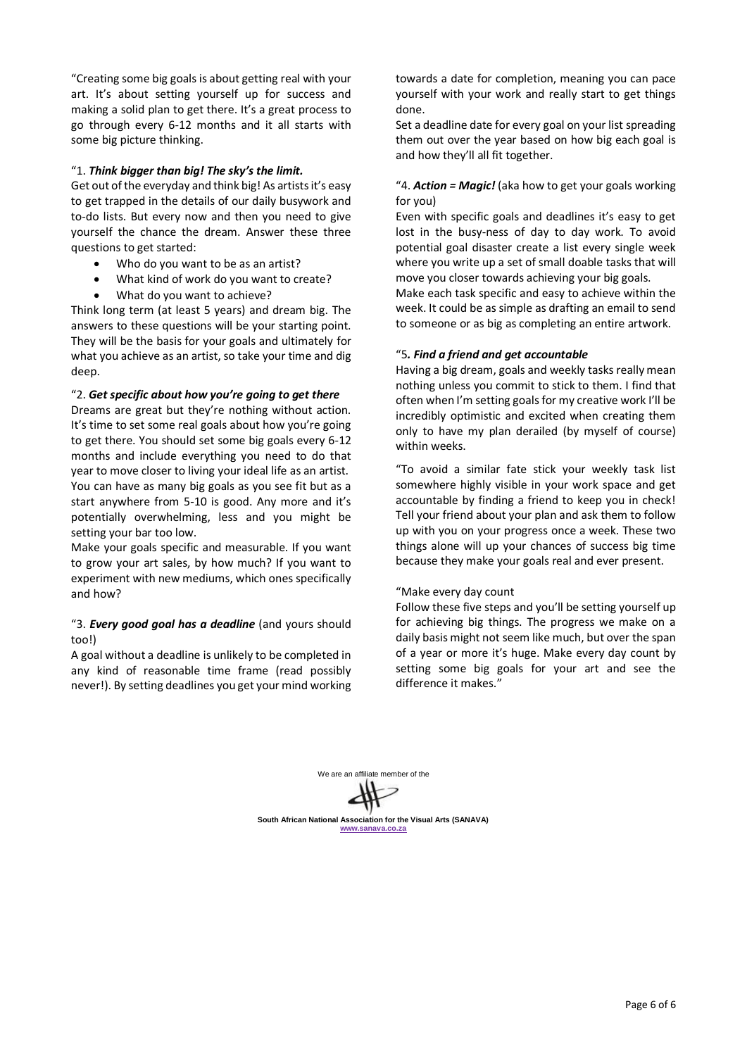"Creating some big goals is about getting real with your art. It's about setting yourself up for success and making a solid plan to get there. It's a great process to go through every 6-12 months and it all starts with some big picture thinking.

"1. ***Think bigger than big! The sky's the limit.***

Get out of the everyday and think big! As artists it's easy to get trapped in the details of our daily busywork and to-do lists. But every now and then you need to give yourself the chance the dream. Answer these three questions to get started:

- Who do you want to be as an artist?
- What kind of work do you want to create?
- What do you want to achieve?

Think long term (at least 5 years) and dream big. The answers to these questions will be your starting point. They will be the basis for your goals and ultimately for what you achieve as an artist, so take your time and dig deep.

"2. ***Get specific about how you're going to get there***

Dreams are great but they're nothing without action. It's time to set some real goals about how you're going to get there. You should set some big goals every 6-12 months and include everything you need to do that year to move closer to living your ideal life as an artist.

You can have as many big goals as you see fit but as a start anywhere from 5-10 is good. Any more and it's potentially overwhelming, less and you might be setting your bar too low.

Make your goals specific and measurable. If you want to grow your art sales, by how much? If you want to experiment with new mediums, which ones specifically and how?

"3. ***Every good goal has a deadline*** (and yours should too!)

A goal without a deadline is unlikely to be completed in any kind of reasonable time frame (read possibly never!). By setting deadlines you get your mind working towards a date for completion, meaning you can pace yourself with your work and really start to get things done.

Set a deadline date for every goal on your list spreading them out over the year based on how big each goal is and how they'll all fit together.

"4. ***Action = Magic!*** (aka how to get your goals working for you)

Even with specific goals and deadlines it's easy to get lost in the busy-ness of day to day work. To avoid potential goal disaster create a list every single week where you write up a set of small doable tasks that will move you closer towards achieving your big goals.

Make each task specific and easy to achieve within the week. It could be as simple as drafting an email to send to someone or as big as completing an entire artwork.

"5***. Find a friend and get accountable***

Having a big dream, goals and weekly tasks really mean nothing unless you commit to stick to them. I find that often when I'm setting goals for my creative work I'll be incredibly optimistic and excited when creating them only to have my plan derailed (by myself of course) within weeks.

"To avoid a similar fate stick your weekly task list somewhere highly visible in your work space and get accountable by finding a friend to keep you in check! Tell your friend about your plan and ask them to follow up with you on your progress once a week. These two things alone will up your chances of success big time because they make your goals real and ever present.

"Make every day count

Follow these five steps and you'll be setting yourself up for achieving big things. The progress we make on a daily basis might not seem like much, but over the span of a year or more it's huge. Make every day count by setting some big goals for your art and see the difference it makes."

We are an affiliate member of the

**South African National Association for the Visual Arts (SANAVA)**
www.sanava.co.za